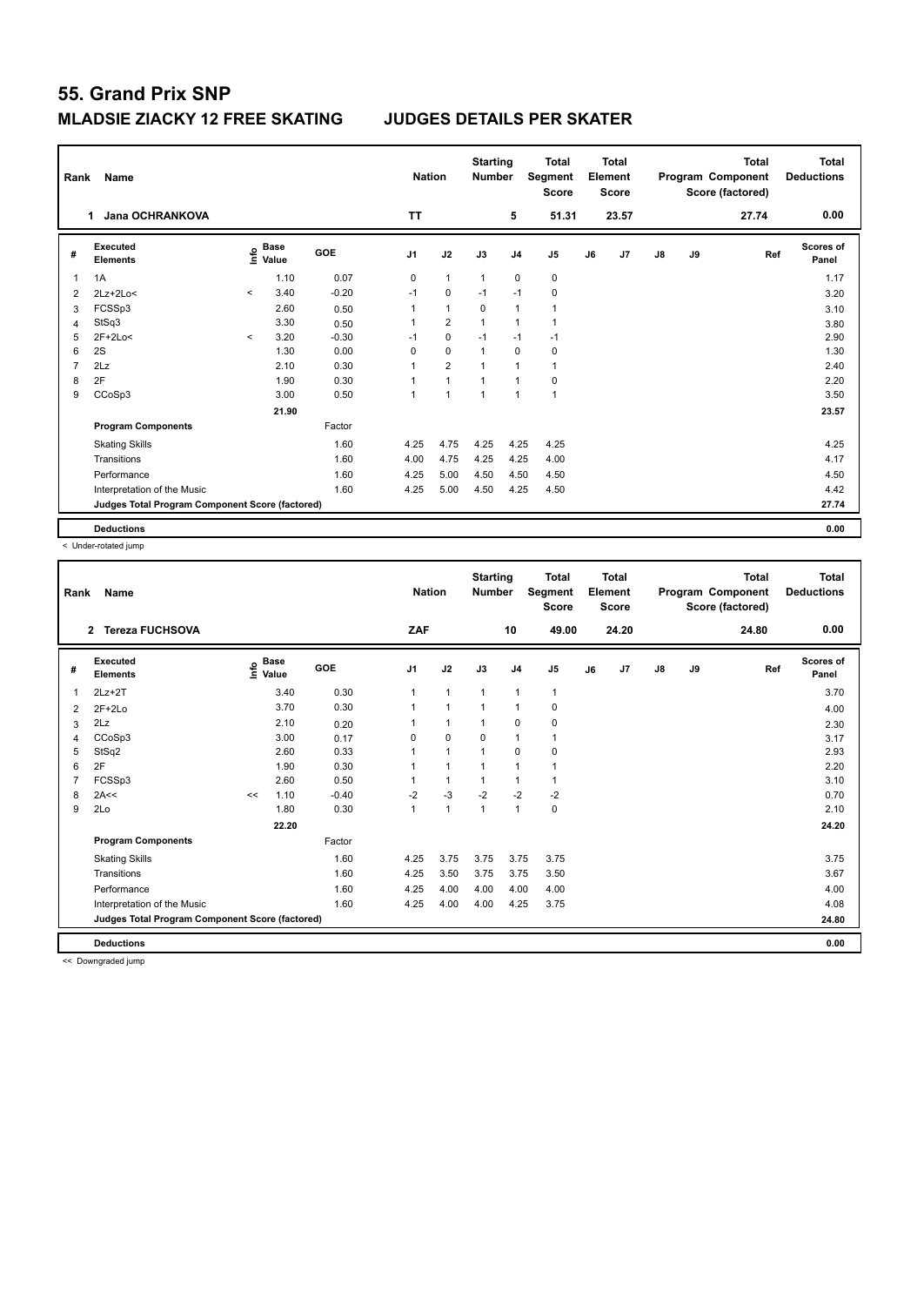# 55. Grand Prix SNP

## MLADSIE ZIACKY 12 FREE SKATING JUDGES DETAILS PER SKATER

| Rank | Name | Nation | Starting Number | Total Segment Score | Total Element Score | Total Program Component Score (factored) | Total Deductions |
|---|---|---|---|---|---|---|---|
| 1 | Jana OCHRANKOVA | TT | 5 | 51.31 | 23.57 | 27.74 | 0.00 |

| # | Executed Elements | Info | Base Value | GOE | J1 | J2 | J3 | J4 | J5 | J6 | J7 | J8 | J9 | Ref | Scores of Panel |
|---|---|---|---|---|---|---|---|---|---|---|---|---|---|---|---|
| 1 | 1A | | 1.10 | 0.07 | 0 | 1 | 1 | 0 | 0 | | | | | | 1.17 |
| 2 | 2Lz+2Lo< | < | 3.40 | -0.20 | -1 | 0 | -1 | -1 | 0 | | | | | | 3.20 |
| 3 | FCSSp3 | | 2.60 | 0.50 | 1 | 1 | 0 | 1 | 1 | | | | | | 3.10 |
| 4 | StSq3 | | 3.30 | 0.50 | 1 | 2 | 1 | 1 | 1 | | | | | | 3.80 |
| 5 | 2F+2Lo< | < | 3.20 | -0.30 | -1 | 0 | -1 | -1 | -1 | | | | | | 2.90 |
| 6 | 2S | | 1.30 | 0.00 | 0 | 0 | 1 | 0 | 0 | | | | | | 1.30 |
| 7 | 2Lz | | 2.10 | 0.30 | 1 | 2 | 1 | 1 | 1 | | | | | | 2.40 |
| 8 | 2F | | 1.90 | 0.30 | 1 | 1 | 1 | 1 | 0 | | | | | | 2.20 |
| 9 | CCoSp3 | | 3.00 | 0.50 | 1 | 1 | 1 | 1 | 1 | | | | | | 3.50 |
| | | | 21.90 | | | | | | | | | | | | 23.57 |
| | **Program Components** | | | Factor | | | | | | | | | | | |
| | Skating Skills | | | 1.60 | 4.25 | 4.75 | 4.25 | 4.25 | 4.25 | | | | | | 4.25 |
| | Transitions | | | 1.60 | 4.00 | 4.75 | 4.25 | 4.25 | 4.00 | | | | | | 4.17 |
| | Performance | | | 1.60 | 4.25 | 5.00 | 4.50 | 4.50 | 4.50 | | | | | | 4.50 |
| | Interpretation of the Music | | | 1.60 | 4.25 | 5.00 | 4.50 | 4.25 | 4.50 | | | | | | 4.42 |
| | **Judges Total Program Component Score (factored)** | | | | | | | | | | | | | | 27.74 |
| | **Deductions** | | | | | | | | | | | | | | 0.00 |

< Under-rotated jump

| Rank | Name | Nation | Starting Number | Total Segment Score | Total Element Score | Total Program Component Score (factored) | Total Deductions |
|---|---|---|---|---|---|---|---|
| 2 | Tereza FUCHSOVA | ZAF | 10 | 49.00 | 24.20 | 24.80 | 0.00 |

| # | Executed Elements | Info | Base Value | GOE | J1 | J2 | J3 | J4 | J5 | J6 | J7 | J8 | J9 | Ref | Scores of Panel |
|---|---|---|---|---|---|---|---|---|---|---|---|---|---|---|---|
| 1 | 2Lz+2T | | 3.40 | 0.30 | 1 | 1 | 1 | 1 | 1 | | | | | | 3.70 |
| 2 | 2F+2Lo | | 3.70 | 0.30 | 1 | 1 | 1 | 1 | 0 | | | | | | 4.00 |
| 3 | 2Lz | | 2.10 | 0.20 | 1 | 1 | 1 | 0 | 0 | | | | | | 2.30 |
| 4 | CCoSp3 | | 3.00 | 0.17 | 0 | 0 | 0 | 1 | 1 | | | | | | 3.17 |
| 5 | StSq2 | | 2.60 | 0.33 | 1 | 1 | 1 | 0 | 0 | | | | | | 2.93 |
| 6 | 2F | | 1.90 | 0.30 | 1 | 1 | 1 | 1 | 1 | | | | | | 2.20 |
| 7 | FCSSp3 | | 2.60 | 0.50 | 1 | 1 | 1 | 1 | 1 | | | | | | 3.10 |
| 8 | 2A<< | << | 1.10 | -0.40 | -2 | -3 | -2 | -2 | -2 | | | | | | 0.70 |
| 9 | 2Lo | | 1.80 | 0.30 | 1 | 1 | 1 | 1 | 0 | | | | | | 2.10 |
| | | | 22.20 | | | | | | | | | | | | 24.20 |
| | **Program Components** | | | Factor | | | | | | | | | | | |
| | Skating Skills | | | 1.60 | 4.25 | 3.75 | 3.75 | 3.75 | 3.75 | | | | | | 3.75 |
| | Transitions | | | 1.60 | 4.25 | 3.50 | 3.75 | 3.75 | 3.50 | | | | | | 3.67 |
| | Performance | | | 1.60 | 4.25 | 4.00 | 4.00 | 4.00 | 4.00 | | | | | | 4.00 |
| | Interpretation of the Music | | | 1.60 | 4.25 | 4.00 | 4.00 | 4.25 | 3.75 | | | | | | 4.08 |
| | **Judges Total Program Component Score (factored)** | | | | | | | | | | | | | | 24.80 |
| | **Deductions** | | | | | | | | | | | | | | 0.00 |

<< Downgraded jump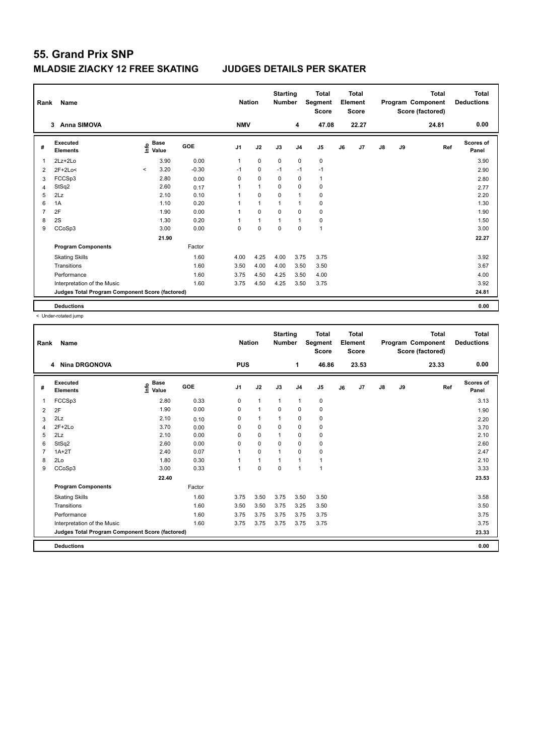# 55. Grand Prix SNP

## MLADSIE ZIACKY 12 FREE SKATING JUDGES DETAILS PER SKATER

| Rank | Name | Nation | Starting Number | Total Segment Score | Total Element Score | Total Program Component Score (factored) | Total Deductions |
|---|---|---|---|---|---|---|---|
| 3 | Anna SIMOVA | NMV | 4 | 47.08 | 22.27 | 24.81 | 0.00 |

| # | Executed Elements | Info | Base Value | GOE | J1 | J2 | J3 | J4 | J5 | J6 | J7 | J8 | J9 | Ref | Scores of Panel |
|---|---|---|---|---|---|---|---|---|---|---|---|---|---|---|---|
| 1 | 2Lz+2Lo | | 3.90 | 0.00 | 1 | 0 | 0 | 0 | 0 | | | | | | 3.90 |
| 2 | 2F+2Lo< | < | 3.20 | -0.30 | -1 | 0 | -1 | -1 | -1 | | | | | | 2.90 |
| 3 | FCCSp3 | | 2.80 | 0.00 | 0 | 0 | 0 | 0 | 1 | | | | | | 2.80 |
| 4 | StSq2 | | 2.60 | 0.17 | 1 | 1 | 0 | 0 | 0 | | | | | | 2.77 |
| 5 | 2Lz | | 2.10 | 0.10 | 1 | 0 | 0 | 1 | 0 | | | | | | 2.20 |
| 6 | 1A | | 1.10 | 0.20 | 1 | 1 | 1 | 1 | 0 | | | | | | 1.30 |
| 7 | 2F | | 1.90 | 0.00 | 1 | 0 | 0 | 0 | 0 | | | | | | 1.90 |
| 8 | 2S | | 1.30 | 0.20 | 1 | 1 | 1 | 1 | 0 | | | | | | 1.50 |
| 9 | CCoSp3 | | 3.00 | 0.00 | 0 | 0 | 0 | 0 | 1 | | | | | | 3.00 |
| | | | 21.90 | | | | | | | | | | | | 22.27 |
| | **Program Components** | | | Factor | | | | | | | | | | | |
| | Skating Skills | | | 1.60 | 4.00 | 4.25 | 4.00 | 3.75 | 3.75 | | | | | | 3.92 |
| | Transitions | | | 1.60 | 3.50 | 4.00 | 4.00 | 3.50 | 3.50 | | | | | | 3.67 |
| | Performance | | | 1.60 | 3.75 | 4.50 | 4.25 | 3.50 | 4.00 | | | | | | 4.00 |
| | Interpretation of the Music | | | 1.60 | 3.75 | 4.50 | 4.25 | 3.50 | 3.75 | | | | | | 3.92 |
| | **Judges Total Program Component Score (factored)** | | | | | | | | | | | | | | 24.81 |
| | **Deductions** | | | | | | | | | | | | | | 0.00 |

< Under-rotated jump

| Rank | Name | Nation | Starting Number | Total Segment Score | Total Element Score | Total Program Component Score (factored) | Total Deductions |
|---|---|---|---|---|---|---|---|
| 4 | Nina DRGONOVA | PUS | 1 | 46.86 | 23.53 | 23.33 | 0.00 |

| # | Executed Elements | Info | Base Value | GOE | J1 | J2 | J3 | J4 | J5 | J6 | J7 | J8 | J9 | Ref | Scores of Panel |
|---|---|---|---|---|---|---|---|---|---|---|---|---|---|---|---|
| 1 | FCCSp3 | | 2.80 | 0.33 | 0 | 1 | 1 | 1 | 0 | | | | | | 3.13 |
| 2 | 2F | | 1.90 | 0.00 | 0 | 1 | 0 | 0 | 0 | | | | | | 1.90 |
| 3 | 2Lz | | 2.10 | 0.10 | 0 | 1 | 1 | 0 | 0 | | | | | | 2.20 |
| 4 | 2F+2Lo | | 3.70 | 0.00 | 0 | 0 | 0 | 0 | 0 | | | | | | 3.70 |
| 5 | 2Lz | | 2.10 | 0.00 | 0 | 0 | 1 | 0 | 0 | | | | | | 2.10 |
| 6 | StSq2 | | 2.60 | 0.00 | 0 | 0 | 0 | 0 | 0 | | | | | | 2.60 |
| 7 | 1A+2T | | 2.40 | 0.07 | 1 | 0 | 1 | 0 | 0 | | | | | | 2.47 |
| 8 | 2Lo | | 1.80 | 0.30 | 1 | 1 | 1 | 1 | 1 | | | | | | 2.10 |
| 9 | CCoSp3 | | 3.00 | 0.33 | 1 | 0 | 0 | 1 | 1 | | | | | | 3.33 |
| | | | 22.40 | | | | | | | | | | | | 23.53 |
| | **Program Components** | | | Factor | | | | | | | | | | | |
| | Skating Skills | | | 1.60 | 3.75 | 3.50 | 3.75 | 3.50 | 3.50 | | | | | | 3.58 |
| | Transitions | | | 1.60 | 3.50 | 3.50 | 3.75 | 3.25 | 3.50 | | | | | | 3.50 |
| | Performance | | | 1.60 | 3.75 | 3.75 | 3.75 | 3.75 | 3.75 | | | | | | 3.75 |
| | Interpretation of the Music | | | 1.60 | 3.75 | 3.75 | 3.75 | 3.75 | 3.75 | | | | | | 3.75 |
| | **Judges Total Program Component Score (factored)** | | | | | | | | | | | | | | 23.33 |
| | **Deductions** | | | | | | | | | | | | | | 0.00 |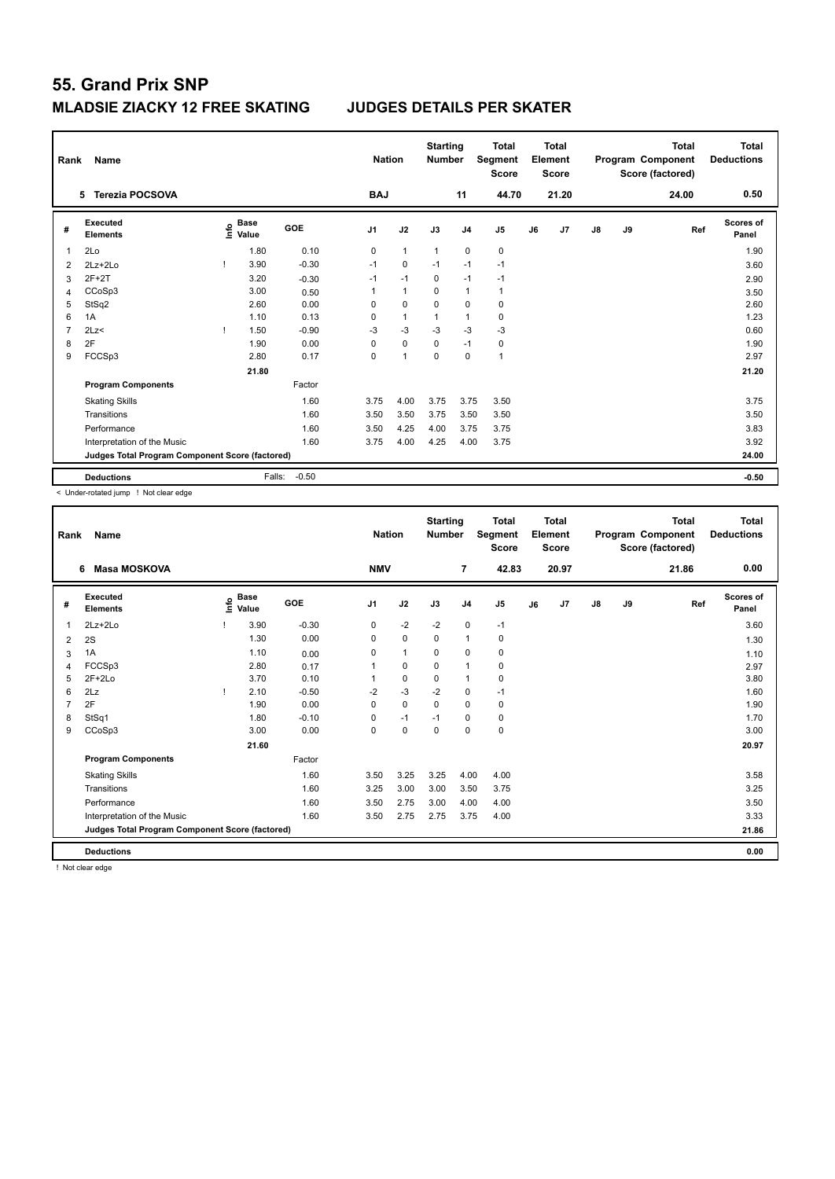# 55. Grand Prix SNP

## MLADSIE ZIACKY 12 FREE SKATING JUDGES DETAILS PER SKATER

| Rank | Name | Nation | Starting Number | Total Segment Score | Total Element Score | Total Program Component Score (factored) | Total Deductions |
|---|---|---|---|---|---|---|---|
| 5 | Terezia POCSOVA | BAJ | 11 | 44.70 | 21.20 | 24.00 | 0.50 |

| # | Executed Elements | Info | Base Value | GOE | J1 | J2 | J3 | J4 | J5 | J6 | J7 | J8 | J9 | Ref | Scores of Panel |
|---|---|---|---|---|---|---|---|---|---|---|---|---|---|---|---|
| 1 | 2Lo | | 1.80 | 0.10 | 0 | 1 | 1 | 0 | 0 | | | | | | 1.90 |
| 2 | 2Lz+2Lo | ! | 3.90 | -0.30 | -1 | 0 | -1 | -1 | -1 | | | | | | 3.60 |
| 3 | 2F+2T | | 3.20 | -0.30 | -1 | -1 | 0 | -1 | -1 | | | | | | 2.90 |
| 4 | CCoSp3 | | 3.00 | 0.50 | 1 | 1 | 0 | 1 | 1 | | | | | | 3.50 |
| 5 | StSq2 | | 2.60 | 0.00 | 0 | 0 | 0 | 0 | 0 | | | | | | 2.60 |
| 6 | 1A | | 1.10 | 0.13 | 0 | 1 | 1 | 1 | 0 | | | | | | 1.23 |
| 7 | 2Lz< | ! | 1.50 | -0.90 | -3 | -3 | -3 | -3 | -3 | | | | | | 0.60 |
| 8 | 2F | | 1.90 | 0.00 | 0 | 0 | 0 | -1 | 0 | | | | | | 1.90 |
| 9 | FCCSp3 | | 2.80 | 0.17 | 0 | 1 | 0 | 0 | 1 | | | | | | 2.97 |
| | | | 21.80 | | | | | | | | | | | | 21.20 |
| | **Program Components** | | | Factor | | | | | | | | | | | |
| | Skating Skills | | | 1.60 | 3.75 | 4.00 | 3.75 | 3.75 | 3.50 | | | | | | 3.75 |
| | Transitions | | | 1.60 | 3.50 | 3.50 | 3.75 | 3.50 | 3.50 | | | | | | 3.50 |
| | Performance | | | 1.60 | 3.50 | 4.25 | 4.00 | 3.75 | 3.75 | | | | | | 3.83 |
| | Interpretation of the Music | | | 1.60 | 3.75 | 4.00 | 4.25 | 4.00 | 3.75 | | | | | | 3.92 |
| | **Judges Total Program Component Score (factored)** | | | | | | | | | | | | | | 24.00 |
| | **Deductions** | | Falls: | -0.50 | | | | | | | | | | | -0.50 |

< Under-rotated jump ! Not clear edge

| Rank | Name | Nation | Starting Number | Total Segment Score | Total Element Score | Total Program Component Score (factored) | Total Deductions |
|---|---|---|---|---|---|---|---|
| 6 | Masa MOSKOVA | NMV | 7 | 42.83 | 20.97 | 21.86 | 0.00 |

| # | Executed Elements | Info | Base Value | GOE | J1 | J2 | J3 | J4 | J5 | J6 | J7 | J8 | J9 | Ref | Scores of Panel |
|---|---|---|---|---|---|---|---|---|---|---|---|---|---|---|---|
| 1 | 2Lz+2Lo | ! | 3.90 | -0.30 | 0 | -2 | -2 | 0 | -1 | | | | | | 3.60 |
| 2 | 2S | | 1.30 | 0.00 | 0 | 0 | 0 | 1 | 0 | | | | | | 1.30 |
| 3 | 1A | | 1.10 | 0.00 | 0 | 1 | 0 | 0 | 0 | | | | | | 1.10 |
| 4 | FCCSp3 | | 2.80 | 0.17 | 1 | 0 | 0 | 1 | 0 | | | | | | 2.97 |
| 5 | 2F+2Lo | | 3.70 | 0.10 | 1 | 0 | 0 | 1 | 0 | | | | | | 3.80 |
| 6 | 2Lz | ! | 2.10 | -0.50 | -2 | -3 | -2 | 0 | -1 | | | | | | 1.60 |
| 7 | 2F | | 1.90 | 0.00 | 0 | 0 | 0 | 0 | 0 | | | | | | 1.90 |
| 8 | StSq1 | | 1.80 | -0.10 | 0 | -1 | -1 | 0 | 0 | | | | | | 1.70 |
| 9 | CCoSp3 | | 3.00 | 0.00 | 0 | 0 | 0 | 0 | 0 | | | | | | 3.00 |
| | | | 21.60 | | | | | | | | | | | | 20.97 |
| | **Program Components** | | | Factor | | | | | | | | | | | |
| | Skating Skills | | | 1.60 | 3.50 | 3.25 | 3.25 | 4.00 | 4.00 | | | | | | 3.58 |
| | Transitions | | | 1.60 | 3.25 | 3.00 | 3.00 | 3.50 | 3.75 | | | | | | 3.25 |
| | Performance | | | 1.60 | 3.50 | 2.75 | 3.00 | 4.00 | 4.00 | | | | | | 3.50 |
| | Interpretation of the Music | | | 1.60 | 3.50 | 2.75 | 2.75 | 3.75 | 4.00 | | | | | | 3.33 |
| | **Judges Total Program Component Score (factored)** | | | | | | | | | | | | | | 21.86 |
| | **Deductions** | | | | | | | | | | | | | | 0.00 |

! Not clear edge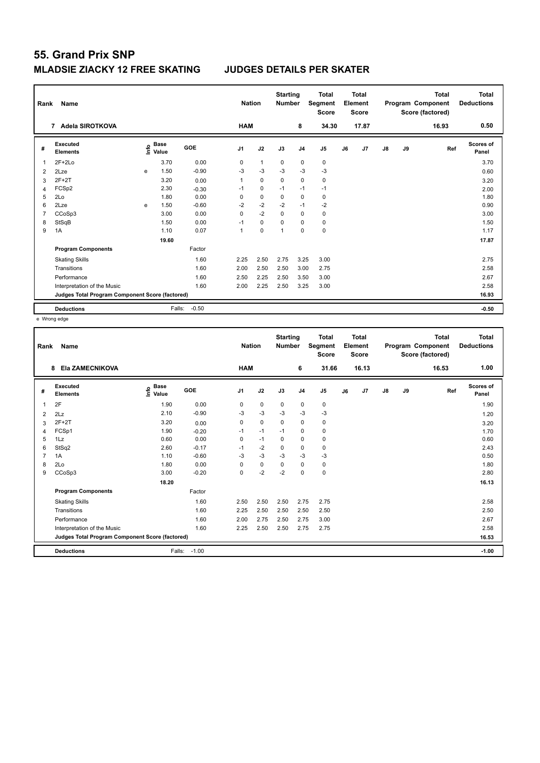# 55. Grand Prix SNP

## MLADSIE ZIACKY 12 FREE SKATING JUDGES DETAILS PER SKATER

| Rank | Name | Nation | Starting Number | Total Segment Score | Total Element Score | Total Program Component Score (factored) | Total Deductions |
|---|---|---|---|---|---|---|---|
| 7 | Adela SIROTKOVA | HAM | 8 | 34.30 | 17.87 | 16.93 | 0.50 |

| # | Executed Elements | Info | Base Value | GOE | J1 | J2 | J3 | J4 | J5 | J6 | J7 | J8 | J9 | Ref | Scores of Panel |
|---|---|---|---|---|---|---|---|---|---|---|---|---|---|---|---|
| 1 | 2F+2Lo | | 3.70 | 0.00 | 0 | 1 | 0 | 0 | 0 | | | | | | 3.70 |
| 2 | 2Lze | e | 1.50 | -0.90 | -3 | -3 | -3 | -3 | -3 | | | | | | 0.60 |
| 3 | 2F+2T | | 3.20 | 0.00 | 1 | 0 | 0 | 0 | 0 | | | | | | 3.20 |
| 4 | FCSp2 | | 2.30 | -0.30 | -1 | 0 | -1 | -1 | -1 | | | | | | 2.00 |
| 5 | 2Lo | | 1.80 | 0.00 | 0 | 0 | 0 | 0 | 0 | | | | | | 1.80 |
| 6 | 2Lze | e | 1.50 | -0.60 | -2 | -2 | -2 | -1 | -2 | | | | | | 0.90 |
| 7 | CCoSp3 | | 3.00 | 0.00 | 0 | -2 | 0 | 0 | 0 | | | | | | 3.00 |
| 8 | StSqB | | 1.50 | 0.00 | -1 | 0 | 0 | 0 | 0 | | | | | | 1.50 |
| 9 | 1A | | 1.10 | 0.07 | 1 | 0 | 1 | 0 | 0 | | | | | | 1.17 |
| | | | 19.60 | | | | | | | | | | | | 17.87 |
| | **Program Components** | | | Factor | | | | | | | | | | | |
| | Skating Skills | | | 1.60 | 2.25 | 2.50 | 2.75 | 3.25 | 3.00 | | | | | | 2.75 |
| | Transitions | | | 1.60 | 2.00 | 2.50 | 2.50 | 3.00 | 2.75 | | | | | | 2.58 |
| | Performance | | | 1.60 | 2.50 | 2.25 | 2.50 | 3.50 | 3.00 | | | | | | 2.67 |
| | Interpretation of the Music | | | 1.60 | 2.00 | 2.25 | 2.50 | 3.25 | 3.00 | | | | | | 2.58 |
| | **Judges Total Program Component Score (factored)** | | | | | | | | | | | | | | 16.93 |
| | **Deductions** | | Falls: | -0.50 | | | | | | | | | | | -0.50 |

e Wrong edge

| Rank | Name | Nation | Starting Number | Total Segment Score | Total Element Score | Total Program Component Score (factored) | Total Deductions |
|---|---|---|---|---|---|---|---|
| 8 | Ela ZAMECNIKOVA | HAM | 6 | 31.66 | 16.13 | 16.53 | 1.00 |

| # | Executed Elements | Info | Base Value | GOE | J1 | J2 | J3 | J4 | J5 | J6 | J7 | J8 | J9 | Ref | Scores of Panel |
|---|---|---|---|---|---|---|---|---|---|---|---|---|---|---|---|
| 1 | 2F | | 1.90 | 0.00 | 0 | 0 | 0 | 0 | 0 | | | | | | 1.90 |
| 2 | 2Lz | | 2.10 | -0.90 | -3 | -3 | -3 | -3 | -3 | | | | | | 1.20 |
| 3 | 2F+2T | | 3.20 | 0.00 | 0 | 0 | 0 | 0 | 0 | | | | | | 3.20 |
| 4 | FCSp1 | | 1.90 | -0.20 | -1 | -1 | -1 | 0 | 0 | | | | | | 1.70 |
| 5 | 1Lz | | 0.60 | 0.00 | 0 | -1 | 0 | 0 | 0 | | | | | | 0.60 |
| 6 | StSq2 | | 2.60 | -0.17 | -1 | -2 | 0 | 0 | 0 | | | | | | 2.43 |
| 7 | 1A | | 1.10 | -0.60 | -3 | -3 | -3 | -3 | -3 | | | | | | 0.50 |
| 8 | 2Lo | | 1.80 | 0.00 | 0 | 0 | 0 | 0 | 0 | | | | | | 1.80 |
| 9 | CCoSp3 | | 3.00 | -0.20 | 0 | -2 | -2 | 0 | 0 | | | | | | 2.80 |
| | | | 18.20 | | | | | | | | | | | | 16.13 |
| | **Program Components** | | | Factor | | | | | | | | | | | |
| | Skating Skills | | | 1.60 | 2.50 | 2.50 | 2.50 | 2.75 | 2.75 | | | | | | 2.58 |
| | Transitions | | | 1.60 | 2.25 | 2.50 | 2.50 | 2.50 | 2.50 | | | | | | 2.50 |
| | Performance | | | 1.60 | 2.00 | 2.75 | 2.50 | 2.75 | 3.00 | | | | | | 2.67 |
| | Interpretation of the Music | | | 1.60 | 2.25 | 2.50 | 2.50 | 2.75 | 2.75 | | | | | | 2.58 |
| | **Judges Total Program Component Score (factored)** | | | | | | | | | | | | | | 16.53 |
| | **Deductions** | | Falls: | -1.00 | | | | | | | | | | | -1.00 |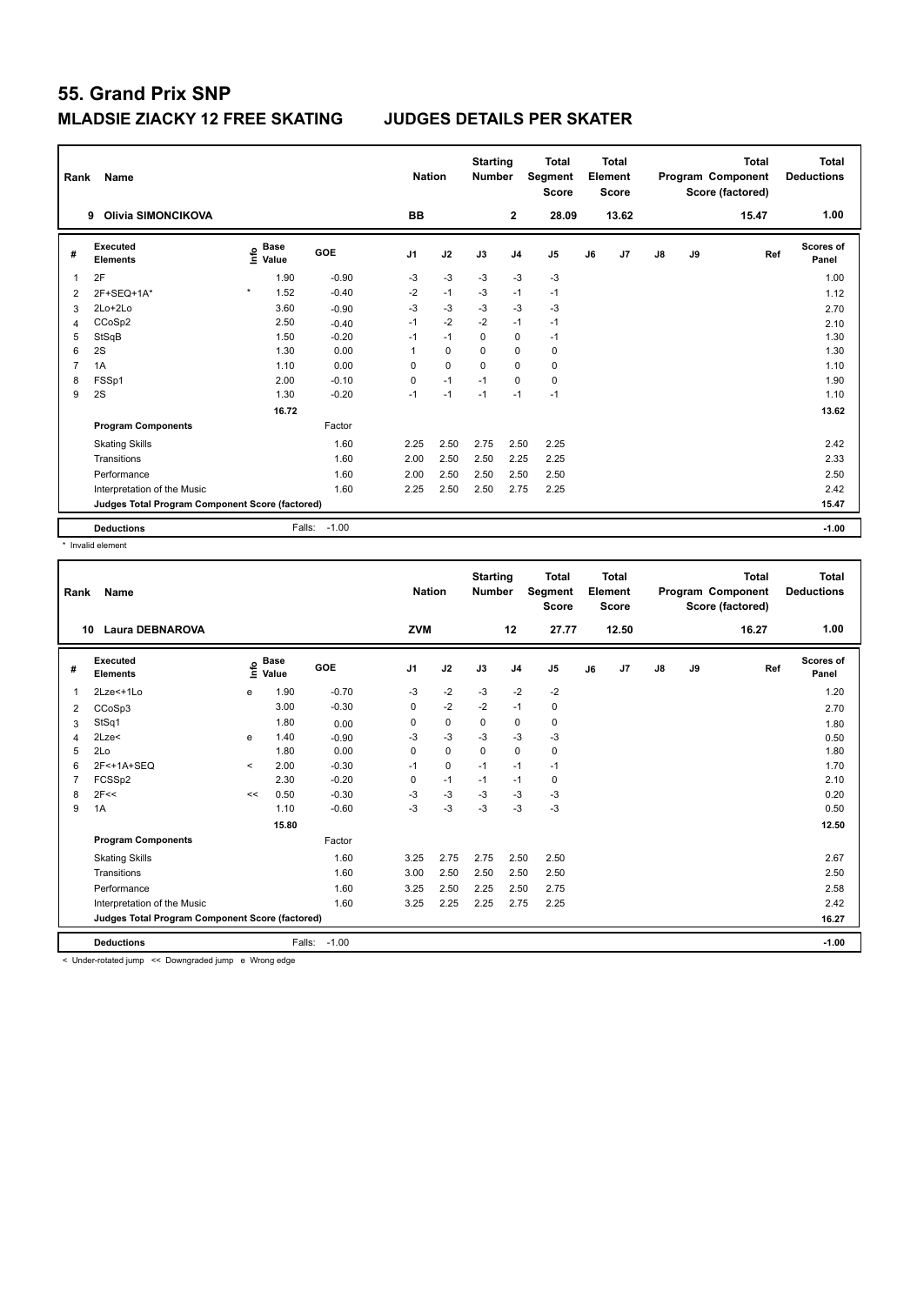# 55. Grand Prix SNP

## MLADSIE ZIACKY 12 FREE SKATING JUDGES DETAILS PER SKATER

| Rank | Name | Nation | Starting Number | Total Segment Score | Total Element Score | Total Program Component Score (factored) | Total Deductions |
|---|---|---|---|---|---|---|---|
| 9 | Olivia SIMONCIKOVA | BB | 2 | 28.09 | 13.62 | 15.47 | 1.00 |

| # | Executed Elements | Info | Base Value | GOE | J1 | J2 | J3 | J4 | J5 | J6 | J7 | J8 | J9 | Ref | Scores of Panel |
|---|---|---|---|---|---|---|---|---|---|---|---|---|---|---|---|
| 1 | 2F | | 1.90 | -0.90 | -3 | -3 | -3 | -3 | -3 | | | | | | 1.00 |
| 2 | 2F+SEQ+1A* | * | 1.52 | -0.40 | -2 | -1 | -3 | -1 | -1 | | | | | | 1.12 |
| 3 | 2Lo+2Lo | | 3.60 | -0.90 | -3 | -3 | -3 | -3 | -3 | | | | | | 2.70 |
| 4 | CCoSp2 | | 2.50 | -0.40 | -1 | -2 | -2 | -1 | -1 | | | | | | 2.10 |
| 5 | StSqB | | 1.50 | -0.20 | -1 | -1 | 0 | 0 | -1 | | | | | | 1.30 |
| 6 | 2S | | 1.30 | 0.00 | 1 | 0 | 0 | 0 | 0 | | | | | | 1.30 |
| 7 | 1A | | 1.10 | 0.00 | 0 | 0 | 0 | 0 | 0 | | | | | | 1.10 |
| 8 | FSSp1 | | 2.00 | -0.10 | 0 | -1 | -1 | 0 | 0 | | | | | | 1.90 |
| 9 | 2S | | 1.30 | -0.20 | -1 | -1 | -1 | -1 | -1 | | | | | | 1.10 |
| | | | 16.72 | | | | | | | | | | | | 13.62 |
| | **Program Components** | | | Factor | | | | | | | | | | | |
| | Skating Skills | | | 1.60 | 2.25 | 2.50 | 2.75 | 2.50 | 2.25 | | | | | | 2.42 |
| | Transitions | | | 1.60 | 2.00 | 2.50 | 2.50 | 2.25 | 2.25 | | | | | | 2.33 |
| | Performance | | | 1.60 | 2.00 | 2.50 | 2.50 | 2.50 | 2.50 | | | | | | 2.50 |
| | Interpretation of the Music | | | 1.60 | 2.25 | 2.50 | 2.50 | 2.75 | 2.25 | | | | | | 2.42 |
| | **Judges Total Program Component Score (factored)** | | | | | | | | | | | | | | 15.47 |
| | **Deductions** | | Falls: | -1.00 | | | | | | | | | | | -1.00 |

\* Invalid element

| Rank | Name | Nation | Starting Number | Total Segment Score | Total Element Score | Total Program Component Score (factored) | Total Deductions |
|---|---|---|---|---|---|---|---|
| 10 | Laura DEBNAROVA | ZVM | 12 | 27.77 | 12.50 | 16.27 | 1.00 |

| # | Executed Elements | Info | Base Value | GOE | J1 | J2 | J3 | J4 | J5 | J6 | J7 | J8 | J9 | Ref | Scores of Panel |
|---|---|---|---|---|---|---|---|---|---|---|---|---|---|---|---|
| 1 | 2Lze<+1Lo | e | 1.90 | -0.70 | -3 | -2 | -3 | -2 | -2 | | | | | | 1.20 |
| 2 | CCoSp3 | | 3.00 | -0.30 | 0 | -2 | -2 | -1 | 0 | | | | | | 2.70 |
| 3 | StSq1 | | 1.80 | 0.00 | 0 | 0 | 0 | 0 | 0 | | | | | | 1.80 |
| 4 | 2Lze< | e | 1.40 | -0.90 | -3 | -3 | -3 | -3 | -3 | | | | | | 0.50 |
| 5 | 2Lo | | 1.80 | 0.00 | 0 | 0 | 0 | 0 | 0 | | | | | | 1.80 |
| 6 | 2F<+1A+SEQ | < | 2.00 | -0.30 | -1 | 0 | -1 | -1 | -1 | | | | | | 1.70 |
| 7 | FCSSp2 | | 2.30 | -0.20 | 0 | -1 | -1 | -1 | 0 | | | | | | 2.10 |
| 8 | 2F<< | << | 0.50 | -0.30 | -3 | -3 | -3 | -3 | -3 | | | | | | 0.20 |
| 9 | 1A | | 1.10 | -0.60 | -3 | -3 | -3 | -3 | -3 | | | | | | 0.50 |
| | | | 15.80 | | | | | | | | | | | | 12.50 |
| | **Program Components** | | | Factor | | | | | | | | | | | |
| | Skating Skills | | | 1.60 | 3.25 | 2.75 | 2.75 | 2.50 | 2.50 | | | | | | 2.67 |
| | Transitions | | | 1.60 | 3.00 | 2.50 | 2.50 | 2.50 | 2.50 | | | | | | 2.50 |
| | Performance | | | 1.60 | 3.25 | 2.50 | 2.25 | 2.50 | 2.75 | | | | | | 2.58 |
| | Interpretation of the Music | | | 1.60 | 3.25 | 2.25 | 2.25 | 2.75 | 2.25 | | | | | | 2.42 |
| | **Judges Total Program Component Score (factored)** | | | | | | | | | | | | | | 16.27 |
| | **Deductions** | | Falls: | -1.00 | | | | | | | | | | | -1.00 |

< Under-rotated jump << Downgraded jump e Wrong edge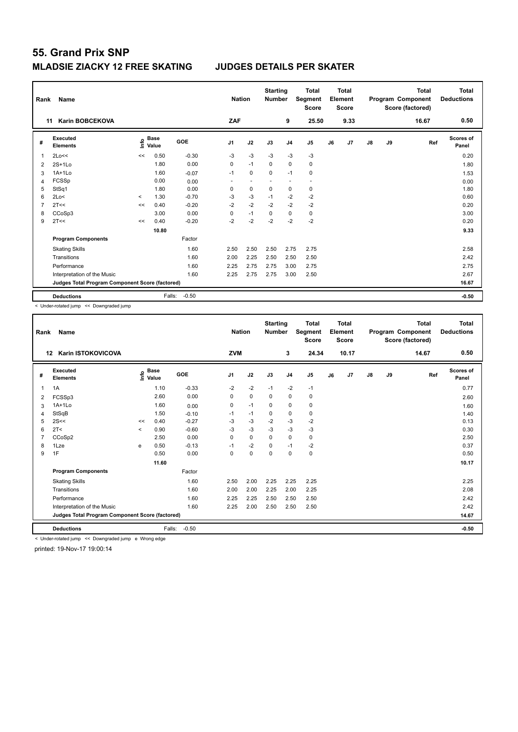# 55. Grand Prix SNP

## MLADSIE ZIACKY 12 FREE SKATING JUDGES DETAILS PER SKATER

| Rank | Name | Nation | Starting Number | Total Segment Score | Total Element Score | Total Program Component Score (factored) | Total Deductions |
|---|---|---|---|---|---|---|---|
| 11 | Karin BOBCEKOVA | ZAF | 9 | 25.50 | 9.33 | 16.67 | 0.50 |

| # | Executed Elements | Info | Base Value | GOE | J1 | J2 | J3 | J4 | J5 | J6 | J7 | J8 | J9 | Ref | Scores of Panel |
|---|---|---|---|---|---|---|---|---|---|---|---|---|---|---|---|
| 1 | 2Lo<< | << | 0.50 | -0.30 | -3 | -3 | -3 | -3 | -3 | | | | | | 0.20 |
| 2 | 2S+1Lo | | 1.80 | 0.00 | 0 | -1 | 0 | 0 | 0 | | | | | | 1.80 |
| 3 | 1A+1Lo | | 1.60 | -0.07 | -1 | 0 | 0 | -1 | 0 | | | | | | 1.53 |
| 4 | FCSSp | | 0.00 | 0.00 | - | - | - | - | - | | | | | | 0.00 |
| 5 | StSq1 | | 1.80 | 0.00 | 0 | 0 | 0 | 0 | 0 | | | | | | 1.80 |
| 6 | 2Lo< | < | 1.30 | -0.70 | -3 | -3 | -1 | -2 | -2 | | | | | | 0.60 |
| 7 | 2T<< | << | 0.40 | -0.20 | -2 | -2 | -2 | -2 | -2 | | | | | | 0.20 |
| 8 | CCoSp3 | | 3.00 | 0.00 | 0 | -1 | 0 | 0 | 0 | | | | | | 3.00 |
| 9 | 2T<< | << | 0.40 | -0.20 | -2 | -2 | -2 | -2 | -2 | | | | | | 0.20 |
| | | | 10.80 | | | | | | | | | | | | 9.33 |
| | **Program Components** | | | Factor | | | | | | | | | | | |
| | Skating Skills | | | 1.60 | 2.50 | 2.50 | 2.50 | 2.75 | 2.75 | | | | | | 2.58 |
| | Transitions | | | 1.60 | 2.00 | 2.25 | 2.50 | 2.50 | 2.50 | | | | | | 2.42 |
| | Performance | | | 1.60 | 2.25 | 2.75 | 2.75 | 3.00 | 2.75 | | | | | | 2.75 |
| | Interpretation of the Music | | | 1.60 | 2.25 | 2.75 | 2.75 | 3.00 | 2.50 | | | | | | 2.67 |
| | **Judges Total Program Component Score (factored)** | | | | | | | | | | | | | | 16.67 |
| | **Deductions** | | Falls: | -0.50 | | | | | | | | | | | -0.50 |

< Under-rotated jump << Downgraded jump

| Rank | Name | Nation | Starting Number | Total Segment Score | Total Element Score | Total Program Component Score (factored) | Total Deductions |
|---|---|---|---|---|---|---|---|
| 12 | Karin ISTOKOVICOVA | ZVM | 3 | 24.34 | 10.17 | 14.67 | 0.50 |

| # | Executed Elements | Info | Base Value | GOE | J1 | J2 | J3 | J4 | J5 | J6 | J7 | J8 | J9 | Ref | Scores of Panel |
|---|---|---|---|---|---|---|---|---|---|---|---|---|---|---|---|
| 1 | 1A | | 1.10 | -0.33 | -2 | -2 | -1 | -2 | -1 | | | | | | 0.77 |
| 2 | FCSSp3 | | 2.60 | 0.00 | 0 | 0 | 0 | 0 | 0 | | | | | | 2.60 |
| 3 | 1A+1Lo | | 1.60 | 0.00 | 0 | -1 | 0 | 0 | 0 | | | | | | 1.60 |
| 4 | StSqB | | 1.50 | -0.10 | -1 | -1 | 0 | 0 | 0 | | | | | | 1.40 |
| 5 | 2S<< | << | 0.40 | -0.27 | -3 | -3 | -2 | -3 | -2 | | | | | | 0.13 |
| 6 | 2T< | < | 0.90 | -0.60 | -3 | -3 | -3 | -3 | -3 | | | | | | 0.30 |
| 7 | CCoSp2 | | 2.50 | 0.00 | 0 | 0 | 0 | 0 | 0 | | | | | | 2.50 |
| 8 | 1Lze | e | 0.50 | -0.13 | -1 | -2 | 0 | -1 | -2 | | | | | | 0.37 |
| 9 | 1F | | 0.50 | 0.00 | 0 | 0 | 0 | 0 | 0 | | | | | | 0.50 |
| | | | 11.60 | | | | | | | | | | | | 10.17 |
| | **Program Components** | | | Factor | | | | | | | | | | | |
| | Skating Skills | | | 1.60 | 2.50 | 2.00 | 2.25 | 2.25 | 2.25 | | | | | | 2.25 |
| | Transitions | | | 1.60 | 2.00 | 2.00 | 2.25 | 2.00 | 2.25 | | | | | | 2.08 |
| | Performance | | | 1.60 | 2.25 | 2.25 | 2.50 | 2.50 | 2.50 | | | | | | 2.42 |
| | Interpretation of the Music | | | 1.60 | 2.25 | 2.00 | 2.50 | 2.50 | 2.50 | | | | | | 2.42 |
| | **Judges Total Program Component Score (factored)** | | | | | | | | | | | | | | 14.67 |
| | **Deductions** | | Falls: | -0.50 | | | | | | | | | | | -0.50 |

< Under-rotated jump << Downgraded jump e Wrong edge

printed: 19-Nov-17 19:00:14